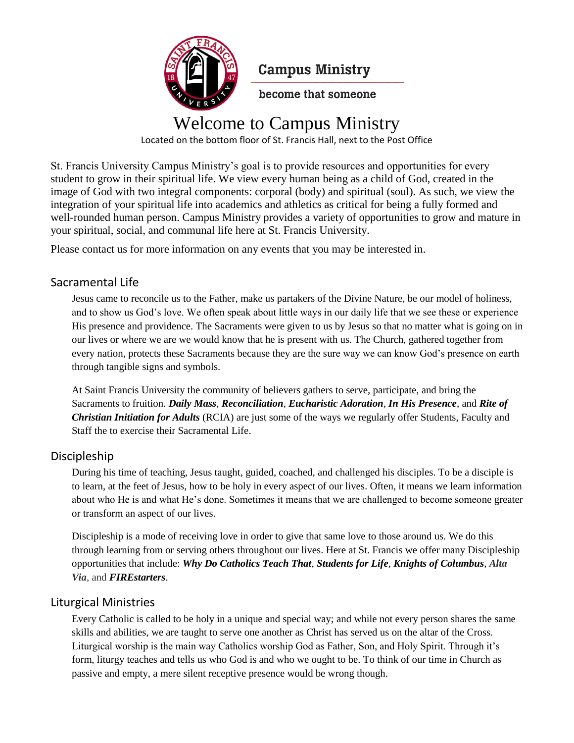Campus Ministry

become that someone

# Welcome to Campus Ministry

Located on the bottom floor of St. Francis Hall, next to the Post Office

St. Francis University Campus Ministry's goal is to provide resources and opportunities for every student to grow in their spiritual life. We view every human being as a child of God, created in the image of God with two integral components: corporal (body) and spiritual (soul). As such, we view the integration of your spiritual life into academics and athletics as critical for being a fully formed and well-rounded human person. Campus Ministry provides a variety of opportunities to grow and mature in your spiritual, social, and communal life here at St. Francis University.

Please contact us for more information on any events that you may be interested in.

## Sacramental Life

Jesus came to reconcile us to the Father, make us partakers of the Divine Nature, be our model of holiness, and to show us God's love. We often speak about little ways in our daily life that we see these or experience His presence and providence. The Sacraments were given to us by Jesus so that no matter what is going on in our lives or where we are we would know that he is present with us. The Church, gathered together from every nation, protects these Sacraments because they are the sure way we can know God's presence on earth through tangible signs and symbols.

At Saint Francis University the community of believers gathers to serve, participate, and bring the Sacraments to fruition. ***Daily Mass***, ***Reconciliation***, ***Eucharistic Adoration***, ***In His Presence***, and ***Rite of Christian Initiation for Adults*** (RCIA) are just some of the ways we regularly offer Students, Faculty and Staff the to exercise their Sacramental Life.

## Discipleship

During his time of teaching, Jesus taught, guided, coached, and challenged his disciples. To be a disciple is to learn, at the feet of Jesus, how to be holy in every aspect of our lives. Often, it means we learn information about who He is and what He's done. Sometimes it means that we are challenged to become someone greater or transform an aspect of our lives.

Discipleship is a mode of receiving love in order to give that same love to those around us. We do this through learning from or serving others throughout our lives. Here at St. Francis we offer many Discipleship opportunities that include: ***Why Do Catholics Teach That***, ***Students for Life***, ***Knights of Columbus***, ***Alta Via***, and ***FIREstarters***.

## Liturgical Ministries

Every Catholic is called to be holy in a unique and special way; and while not every person shares the same skills and abilities, we are taught to serve one another as Christ has served us on the altar of the Cross. Liturgical worship is the main way Catholics worship God as Father, Son, and Holy Spirit. Through it's form, liturgy teaches and tells us who God is and who we ought to be. To think of our time in Church as passive and empty, a mere silent receptive presence would be wrong though.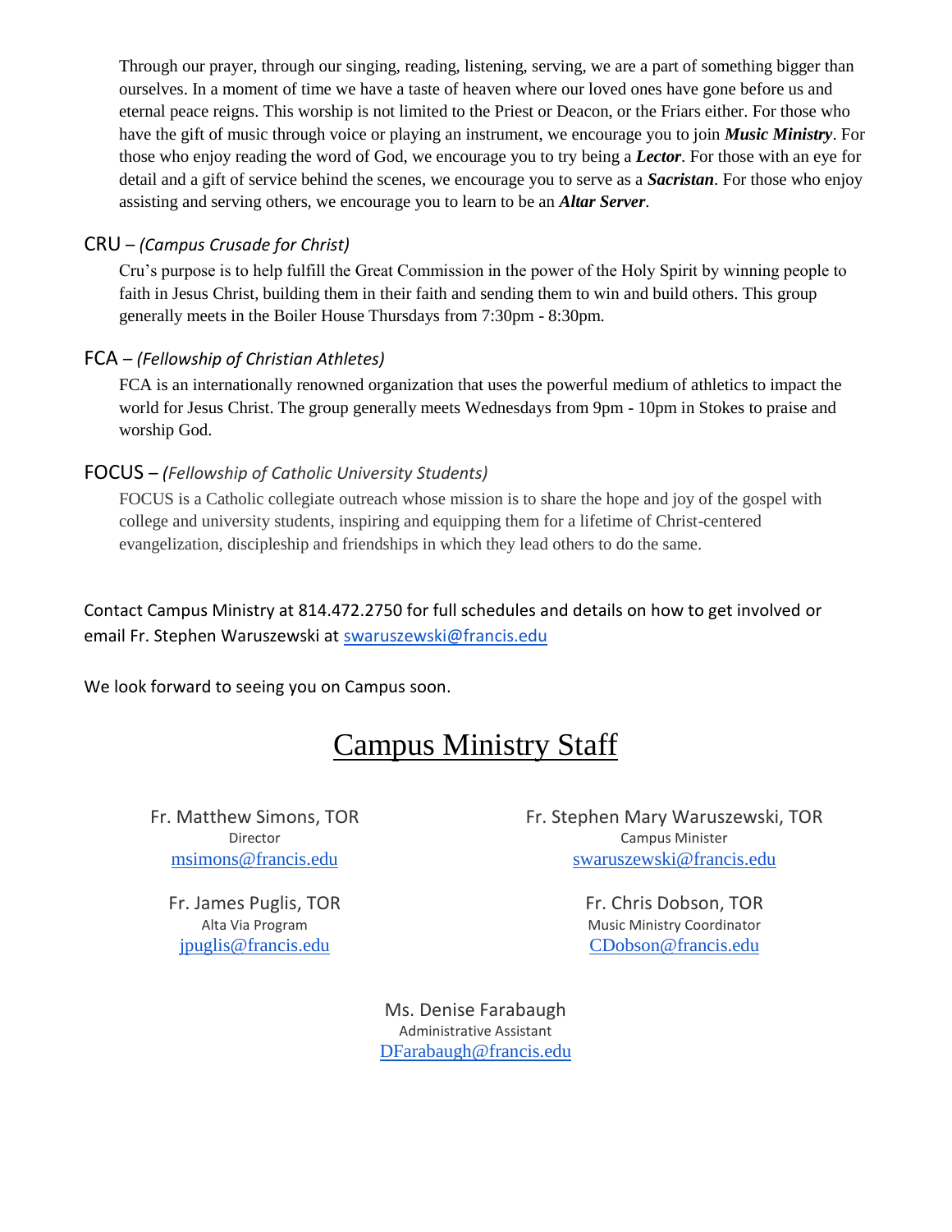Through our prayer, through our singing, reading, listening, serving, we are a part of something bigger than ourselves. In a moment of time we have a taste of heaven where our loved ones have gone before us and eternal peace reigns. This worship is not limited to the Priest or Deacon, or the Friars either. For those who have the gift of music through voice or playing an instrument, we encourage you to join ***Music Ministry***. For those who enjoy reading the word of God, we encourage you to try being a ***Lector***. For those with an eye for detail and a gift of service behind the scenes, we encourage you to serve as a ***Sacristan***. For those who enjoy assisting and serving others, we encourage you to learn to be an ***Altar Server***.

### CRU – *(Campus Crusade for Christ)*

Cru's purpose is to help fulfill the Great Commission in the power of the Holy Spirit by winning people to faith in Jesus Christ, building them in their faith and sending them to win and build others. This group generally meets in the Boiler House Thursdays from 7:30pm - 8:30pm.

### FCA – *(Fellowship of Christian Athletes)*

FCA is an internationally renowned organization that uses the powerful medium of athletics to impact the world for Jesus Christ. The group generally meets Wednesdays from 9pm - 10pm in Stokes to praise and worship God.

### FOCUS – *(Fellowship of Catholic University Students)*

FOCUS is a Catholic collegiate outreach whose mission is to share the hope and joy of the gospel with college and university students, inspiring and equipping them for a lifetime of Christ-centered evangelization, discipleship and friendships in which they lead others to do the same.

Contact Campus Ministry at 814.472.2750 for full schedules and details on how to get involved or email Fr. Stephen Waruszewski at swaruszewski@francis.edu

We look forward to seeing you on Campus soon.

## Campus Ministry Staff

Fr. Matthew Simons, TOR
Director
msimons@francis.edu

Fr. Stephen Mary Waruszewski, TOR
Campus Minister
swaruszewski@francis.edu

Fr. James Puglis, TOR
Alta Via Program
jpuglis@francis.edu

Fr. Chris Dobson, TOR
Music Ministry Coordinator
CDobson@francis.edu

Ms. Denise Farabaugh
Administrative Assistant
DFarabaugh@francis.edu